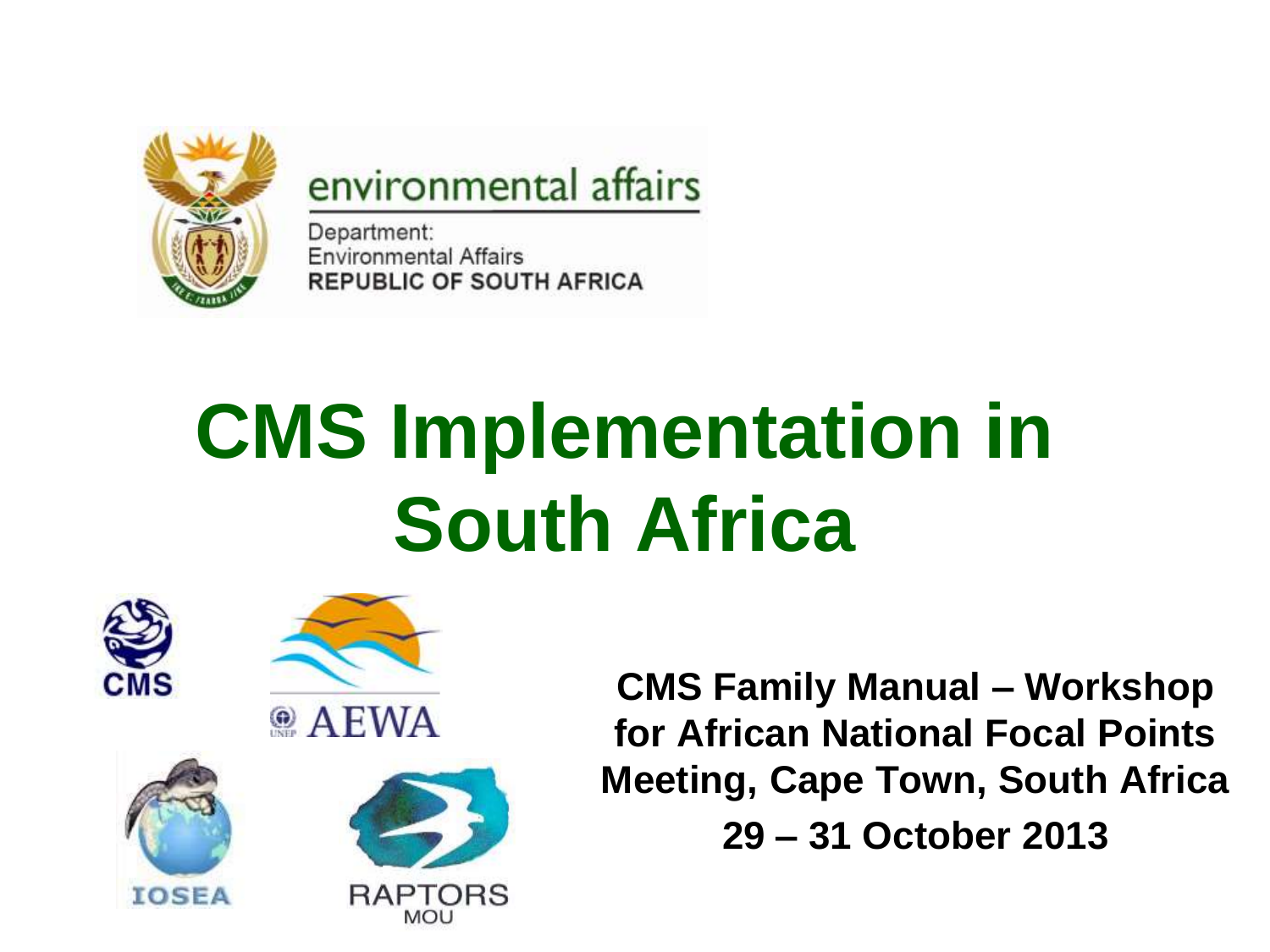environmental affairs

Department:
Environmental Affairs
REPUBLIC OF SOUTH AFRICA

# CMS Implementation in South Africa

CMS

AEWA

IOSEA

RAPTORS MOU

**CMS Family Manual – Workshop for African National Focal Points Meeting, Cape Town, South Africa**

**29 – 31 October 2013**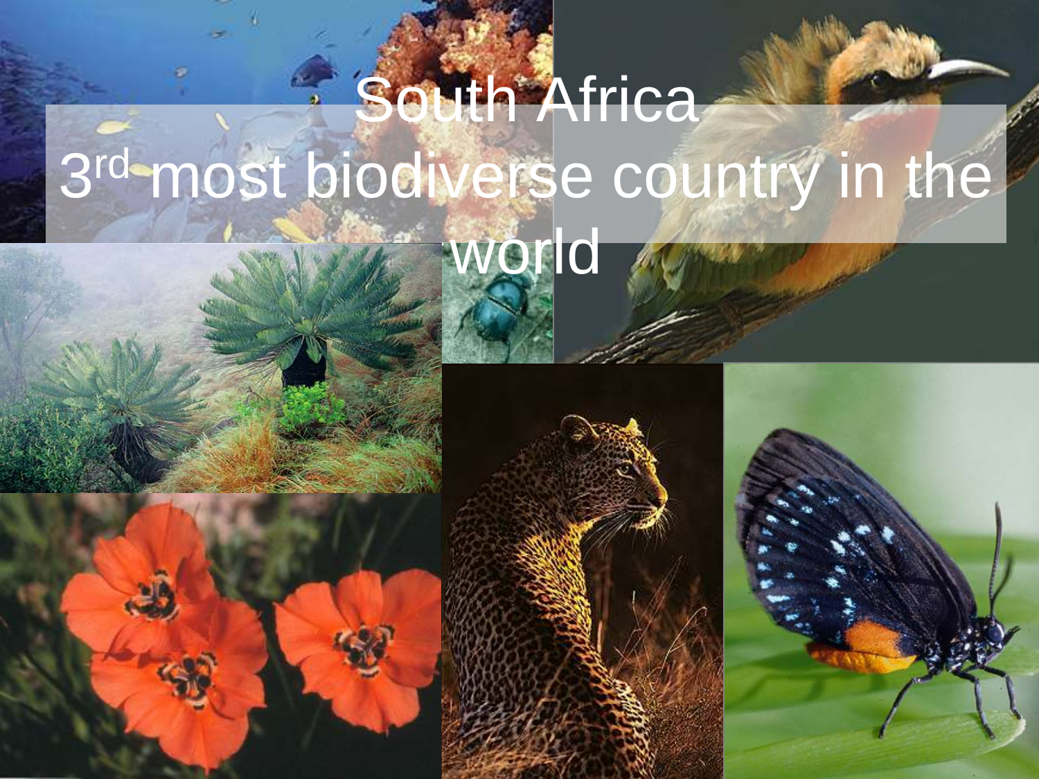# South Africa
# 3rd most biodiverse country in the world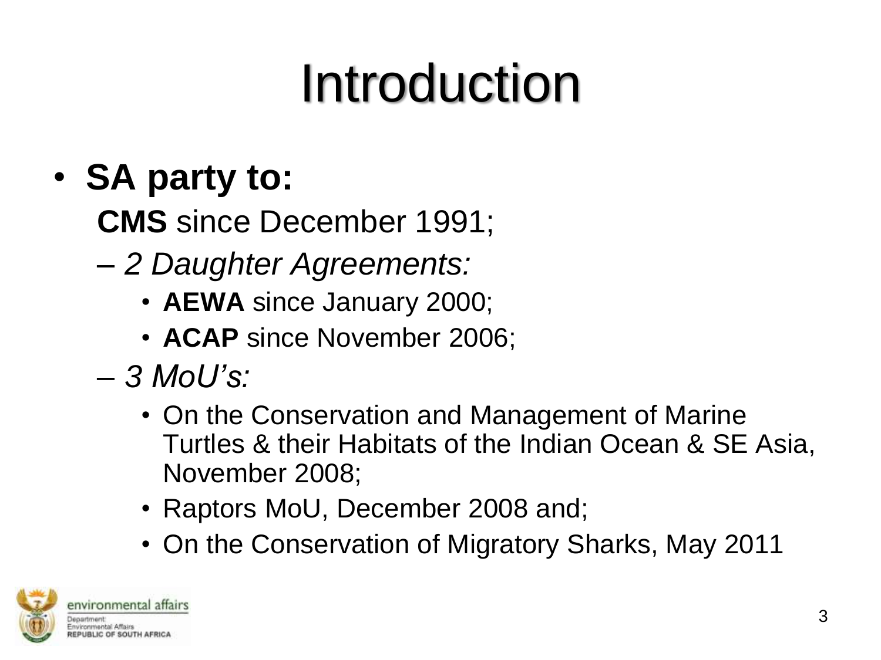# Introduction

- **SA party to:**

  **CMS** since December 1991;

  - *2 Daughter Agreements:*
    - **AEWA** since January 2000;
    - **ACAP** since November 2006;
  - *3 MoU's:*
    - On the Conservation and Management of Marine Turtles & their Habitats of the Indian Ocean & SE Asia, November 2008;
    - Raptors MoU, December 2008 and;
    - On the Conservation of Migratory Sharks, May 2011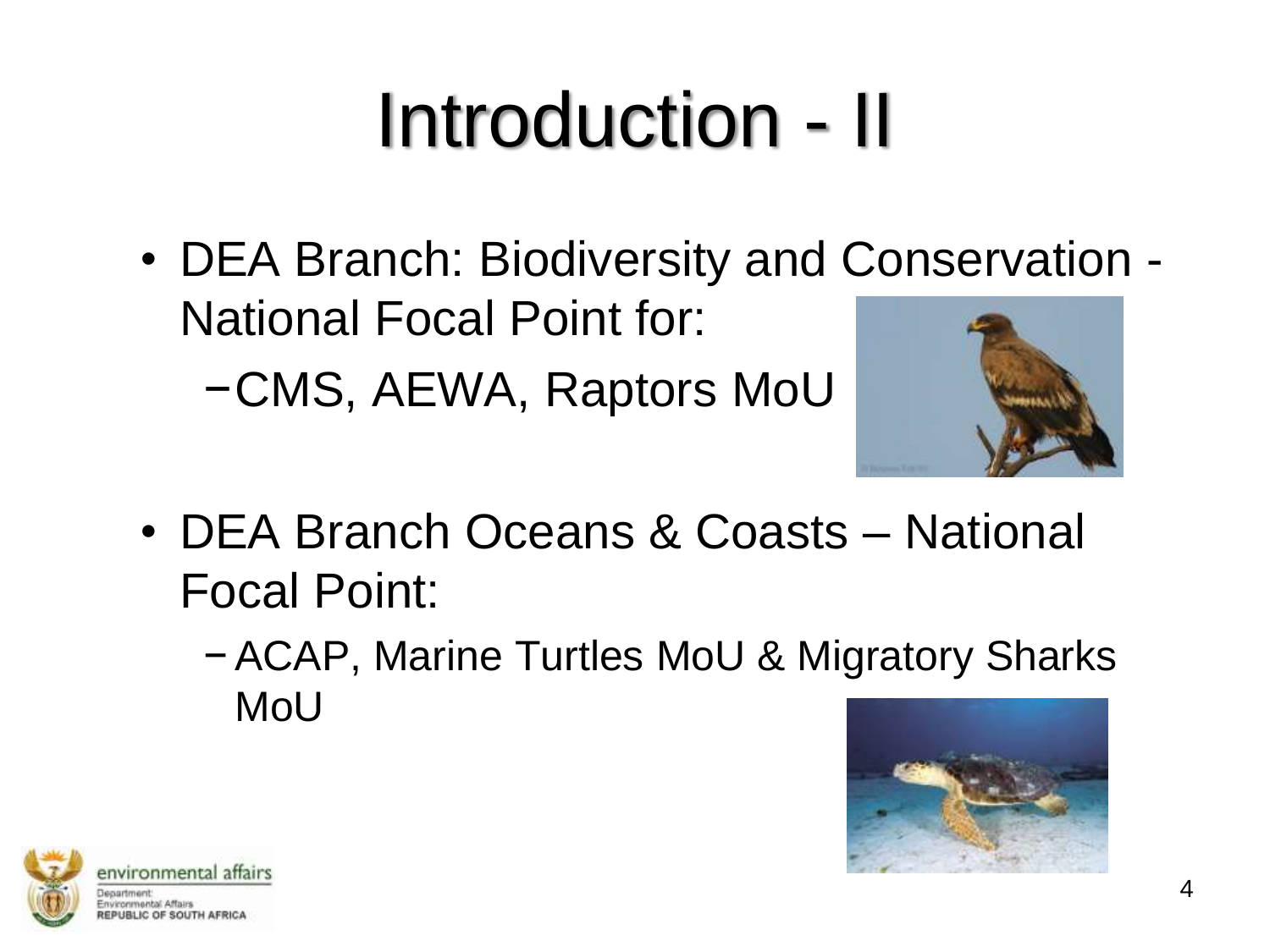# Introduction - II

- DEA Branch: Biodiversity and Conservation - National Focal Point for:
  - CMS, AEWA, Raptors MoU
- DEA Branch Oceans & Coasts – National Focal Point:
  - ACAP, Marine Turtles MoU & Migratory Sharks MoU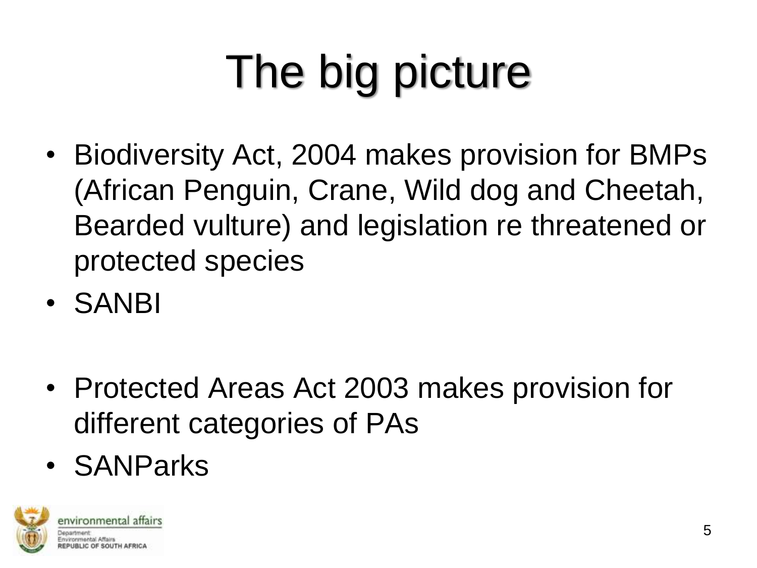# The big picture

- Biodiversity Act, 2004 makes provision for BMPs (African Penguin, Crane, Wild dog and Cheetah, Bearded vulture) and legislation re threatened or protected species
- SANBI

- Protected Areas Act 2003 makes provision for different categories of PAs
- SANParks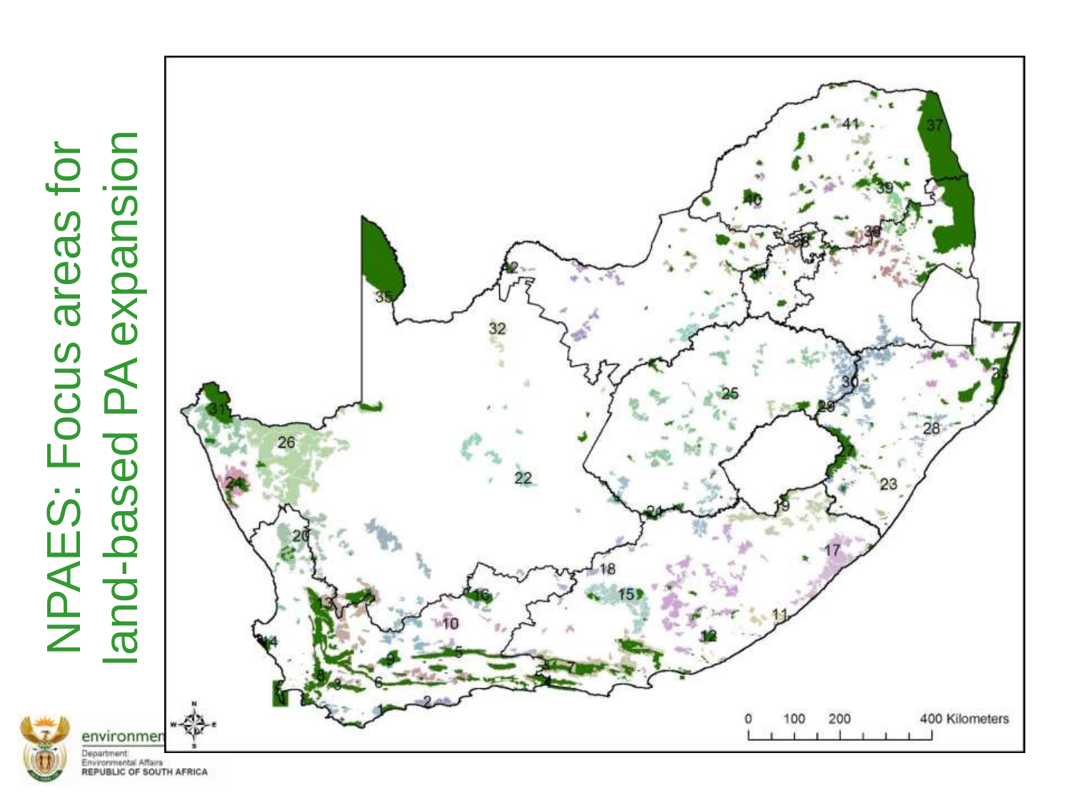# NPAES: Focus areas for land-based PA expansion

environment

Department:
Environmental Affairs
REPUBLIC OF SOUTH AFRICA

0 100 200 400 Kilometers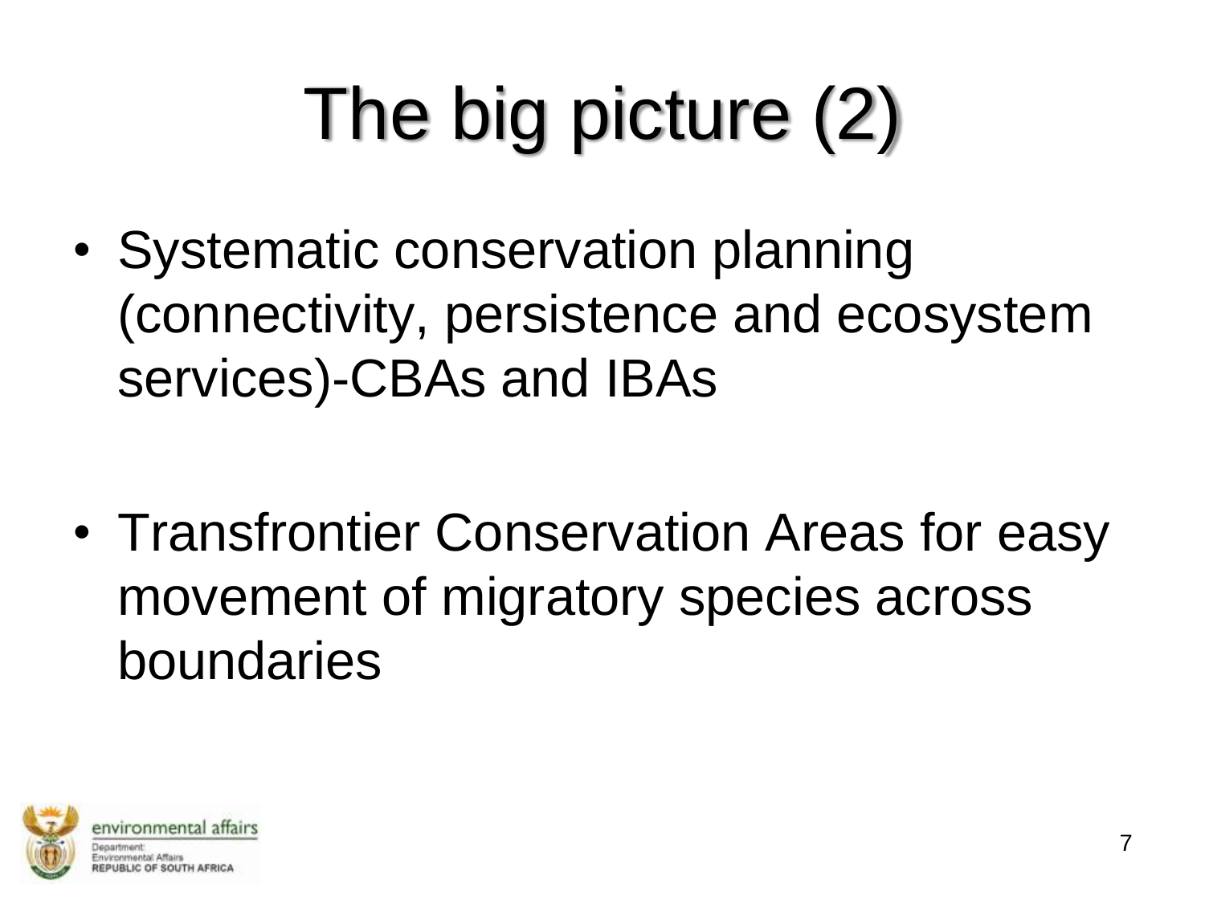# The big picture (2)

- Systematic conservation planning (connectivity, persistence and ecosystem services)-CBAs and IBAs

- Transfrontier Conservation Areas for easy movement of migratory species across boundaries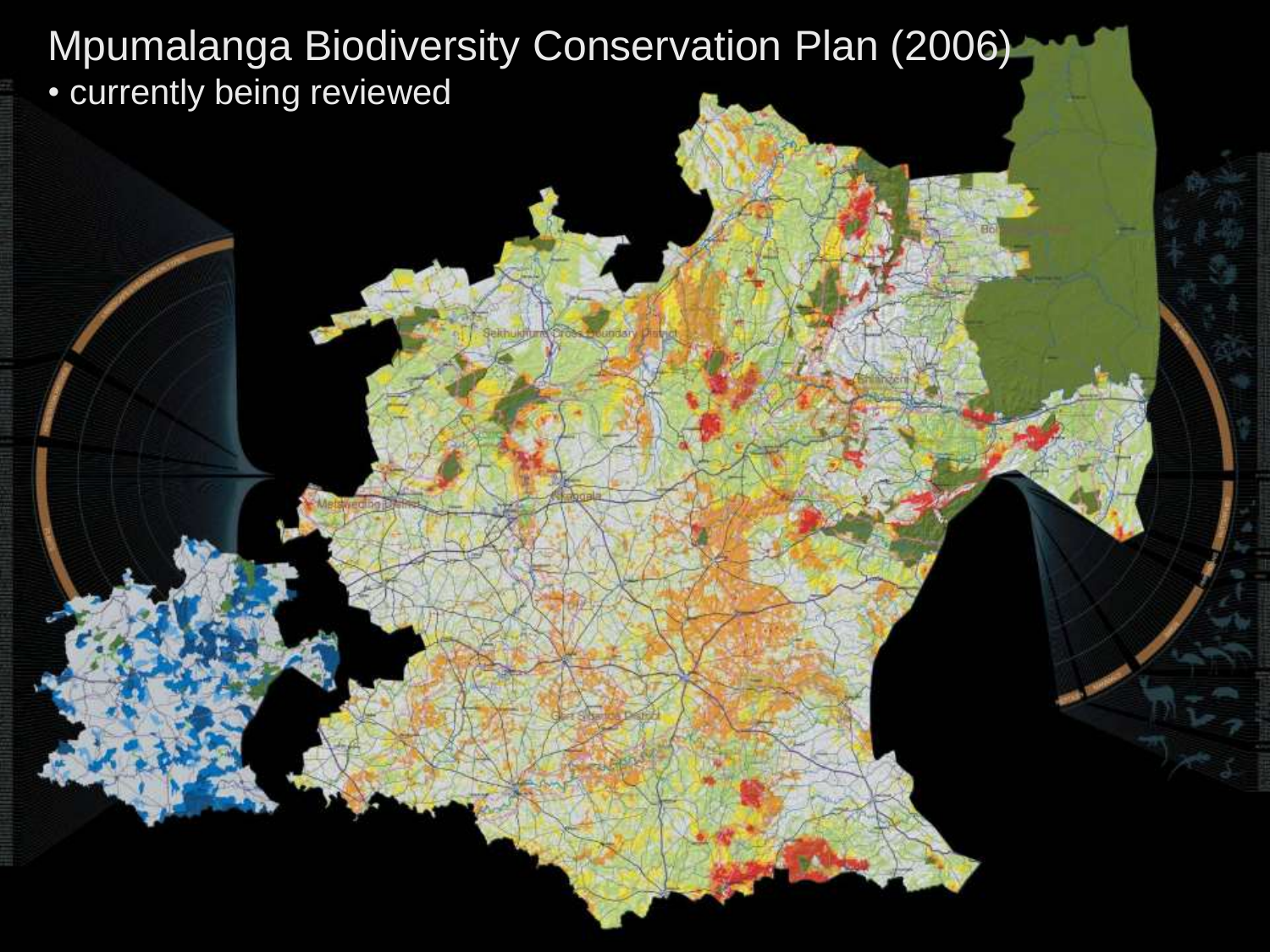# Mpumalanga Biodiversity Conservation Plan (2006)

- currently being reviewed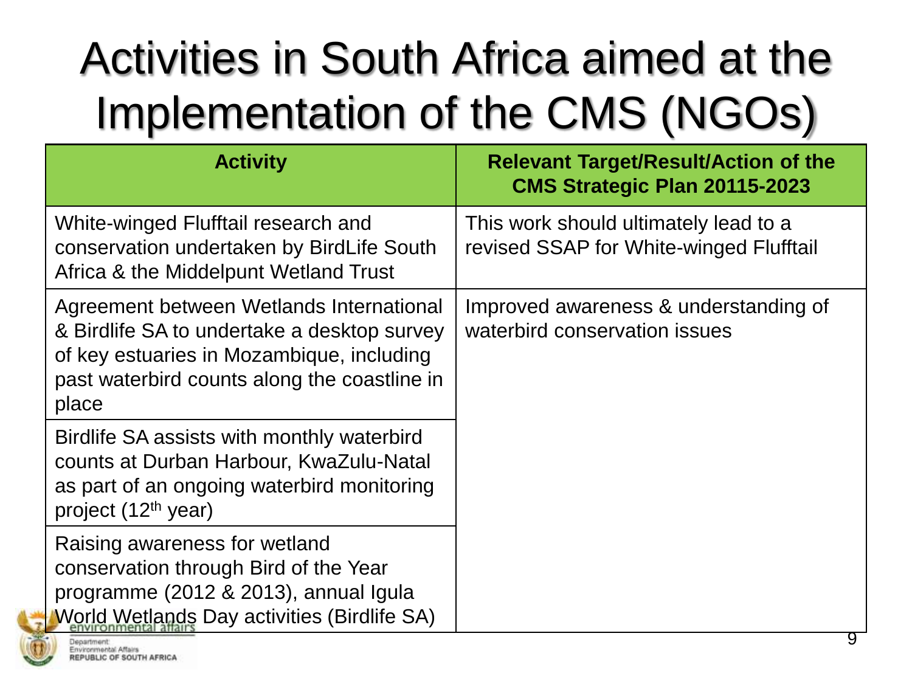# Activities in South Africa aimed at the Implementation of the CMS (NGOs)

| Activity | Relevant Target/Result/Action of the CMS Strategic Plan 20115-2023 |
| --- | --- |
| White-winged Flufftail research and conservation undertaken by BirdLife South Africa & the Middelpunt Wetland Trust | This work should ultimately lead to a revised SSAP for White-winged Flufftail |
| Agreement between Wetlands International & Birdlife SA to undertake a desktop survey of key estuaries in Mozambique, including past waterbird counts along the coastline in place | Improved awareness & understanding of waterbird conservation issues |
| Birdlife SA assists with monthly waterbird counts at Durban Harbour, KwaZulu-Natal as part of an ongoing waterbird monitoring project (12th year) | |
| Raising awareness for wetland conservation through Bird of the Year programme (2012 & 2013), annual Igula World Wetlands Day activities (Birdlife SA) | |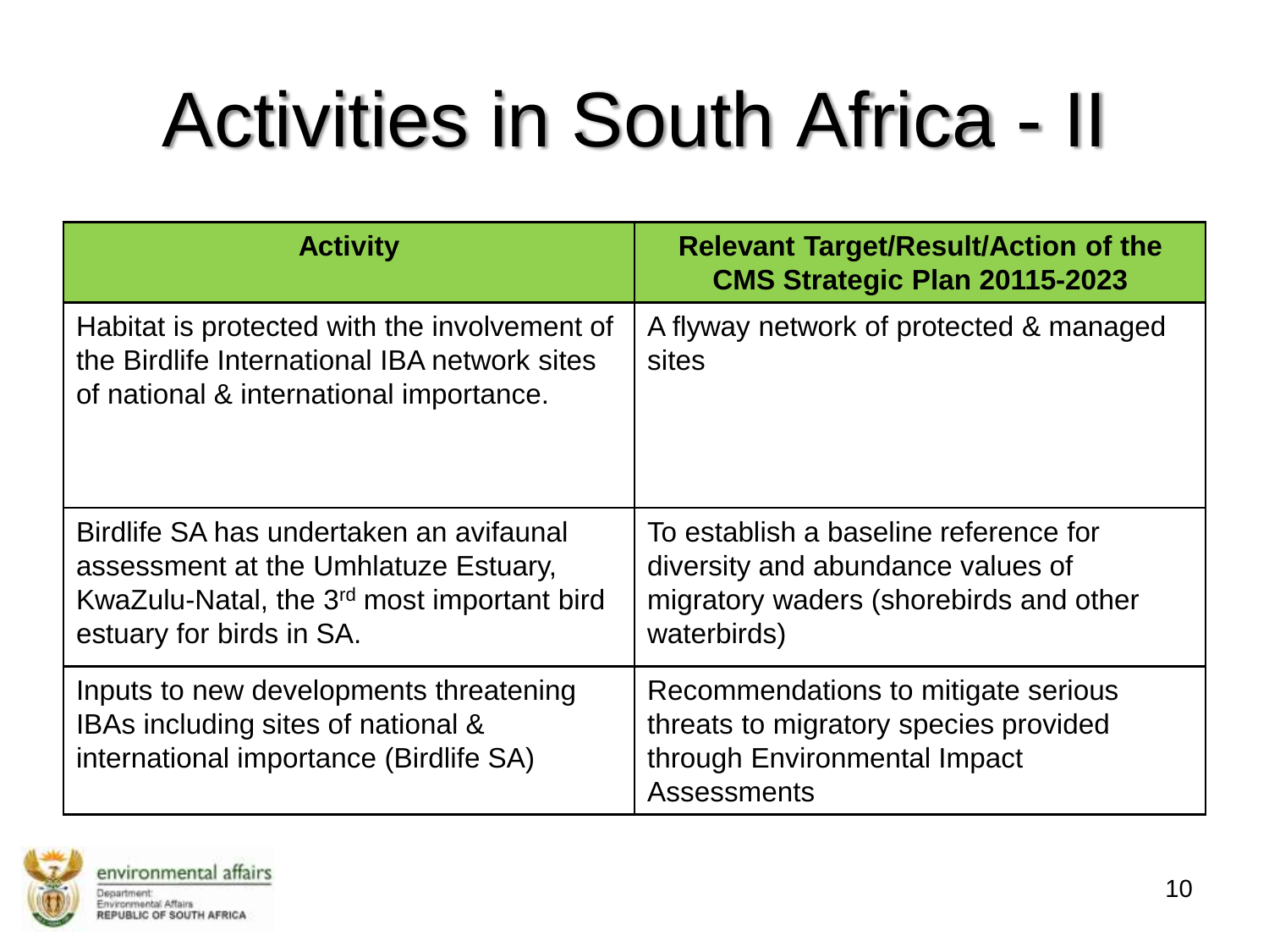# Activities in South Africa - II

| Activity | Relevant Target/Result/Action of the CMS Strategic Plan 20115-2023 |
|---|---|
| Habitat is protected with the involvement of the Birdlife International IBA network sites of national & international importance. | A flyway network of protected & managed sites |
| Birdlife SA has undertaken an avifaunal assessment at the Umhlatuze Estuary, KwaZulu-Natal, the 3rd most important bird estuary for birds in SA. | To establish a baseline reference for diversity and abundance values of migratory waders (shorebirds and other waterbirds) |
| Inputs to new developments threatening IBAs including sites of national & international importance (Birdlife SA) | Recommendations to mitigate serious threats to migratory species provided through Environmental Impact Assessments |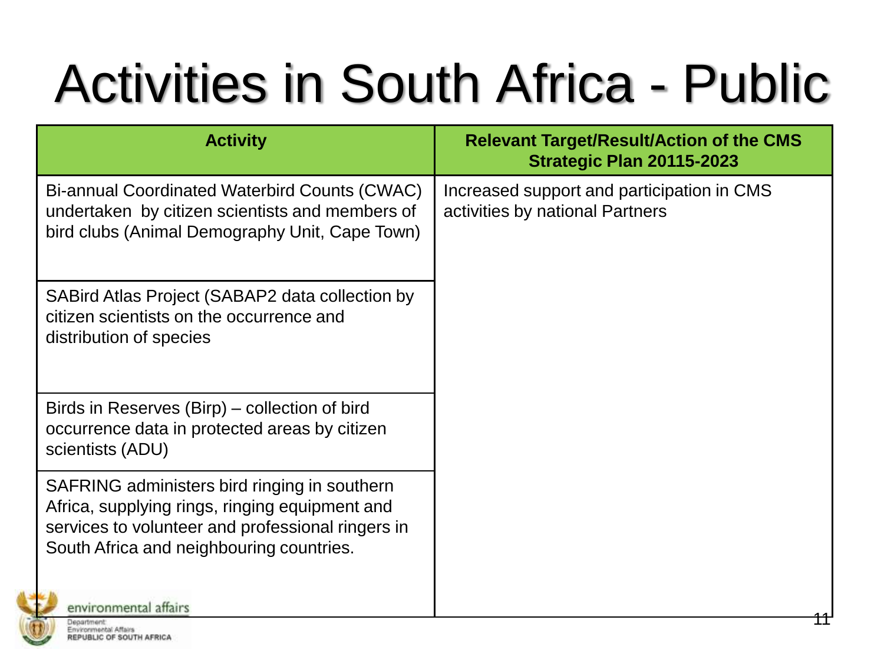# Activities in South Africa - Public

| Activity | Relevant Target/Result/Action of the CMS Strategic Plan 20115-2023 |
| --- | --- |
| Bi-annual Coordinated Waterbird Counts (CWAC) undertaken by citizen scientists and members of bird clubs (Animal Demography Unit, Cape Town) | Increased support and participation in CMS activities by national Partners |
| SABird Atlas Project (SABAP2 data collection by citizen scientists on the occurrence and distribution of species | |
| Birds in Reserves (Birp) – collection of bird occurrence data in protected areas by citizen scientists (ADU) | |
| SAFRING administers bird ringing in southern Africa, supplying rings, ringing equipment and services to volunteer and professional ringers in South Africa and neighbouring countries. | |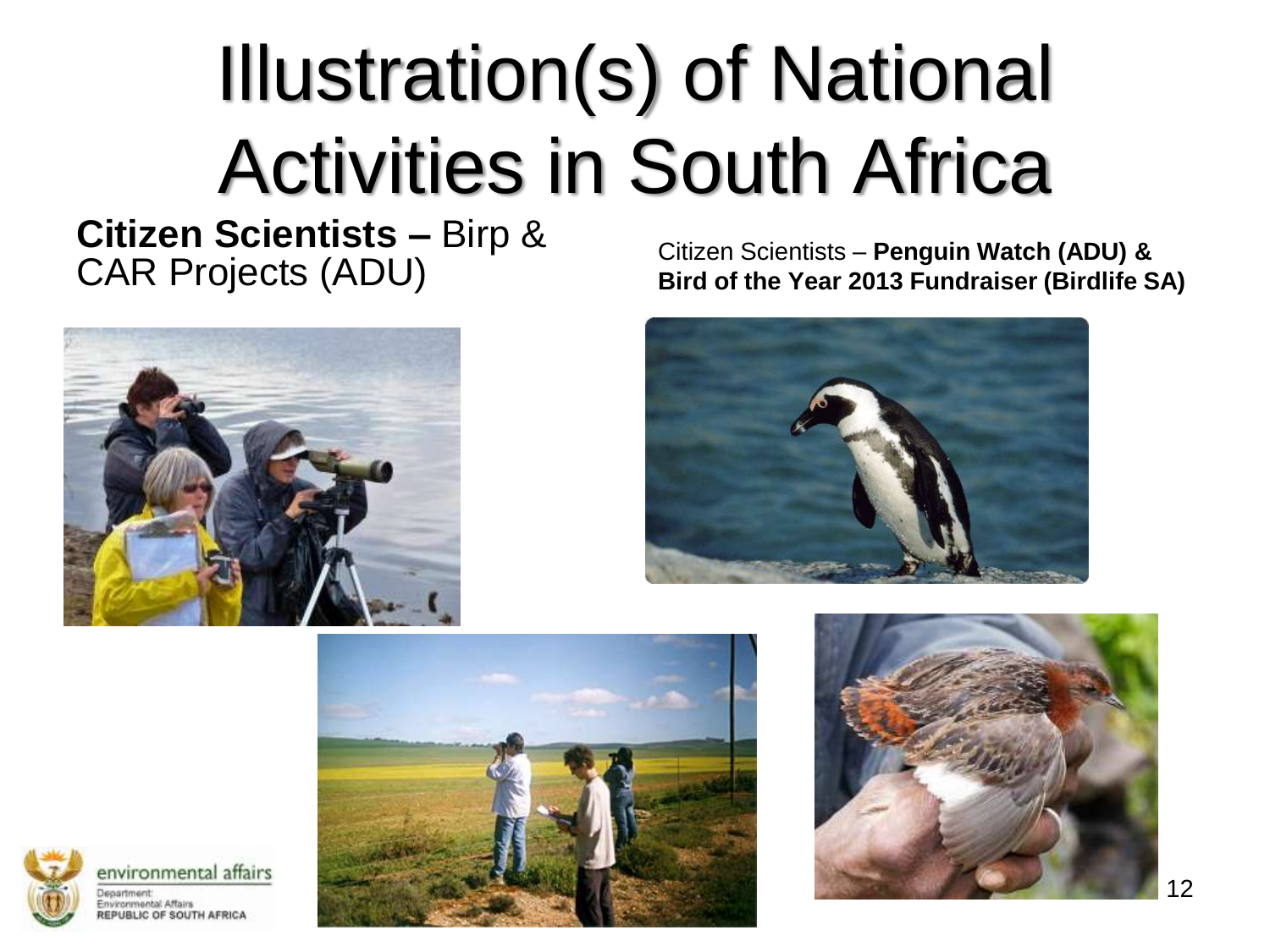# Illustration(s) of National Activities in South Africa

**Citizen Scientists –** Birp & CAR Projects (ADU)

Citizen Scientists – **Penguin Watch (ADU) & Bird of the Year 2013 Fundraiser (Birdlife SA)**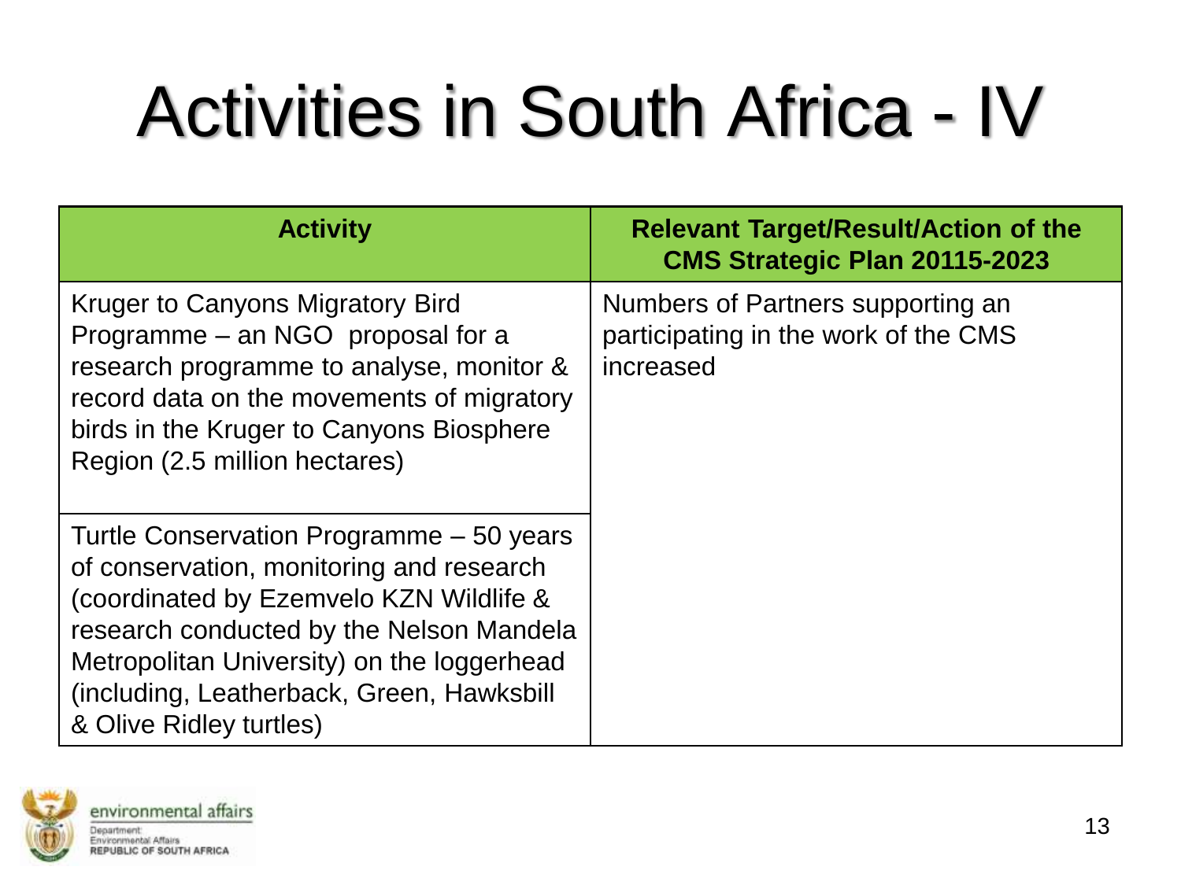# Activities in South Africa - IV

| Activity | Relevant Target/Result/Action of the CMS Strategic Plan 20115-2023 |
|---|---|
| Kruger to Canyons Migratory Bird Programme – an NGO proposal for a research programme to analyse, monitor & record data on the movements of migratory birds in the Kruger to Canyons Biosphere Region (2.5 million hectares) | Numbers of Partners supporting an participating in the work of the CMS increased |
| Turtle Conservation Programme – 50 years of conservation, monitoring and research (coordinated by Ezemvelo KZN Wildlife & research conducted by the Nelson Mandela Metropolitan University) on the loggerhead (including, Leatherback, Green, Hawksbill & Olive Ridley turtles) | |

environmental affairs
Department: Environmental Affairs
REPUBLIC OF SOUTH AFRICA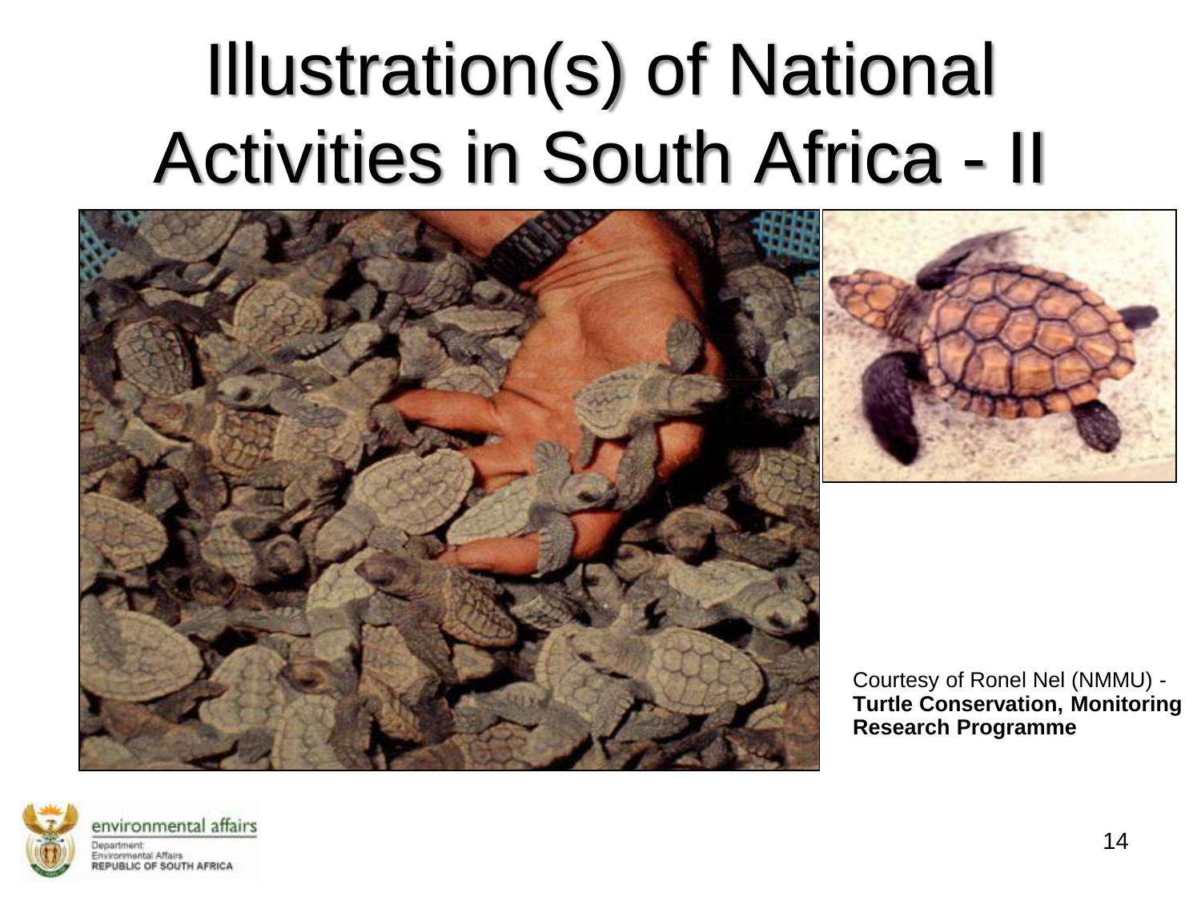# Illustration(s) of National Activities in South Africa - II

Courtesy of Ronel Nel (NMMU) - **Turtle Conservation, Monitoring Research Programme**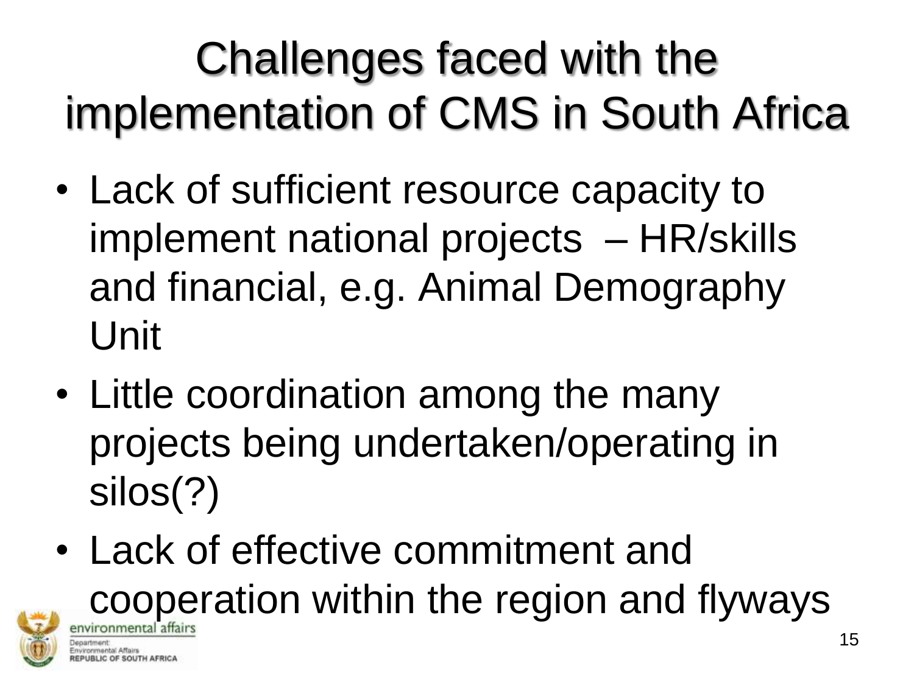# Challenges faced with the implementation of CMS in South Africa

- Lack of sufficient resource capacity to implement national projects – HR/skills and financial, e.g. Animal Demography Unit
- Little coordination among the many projects being undertaken/operating in silos(?)
- Lack of effective commitment and cooperation within the region and flyways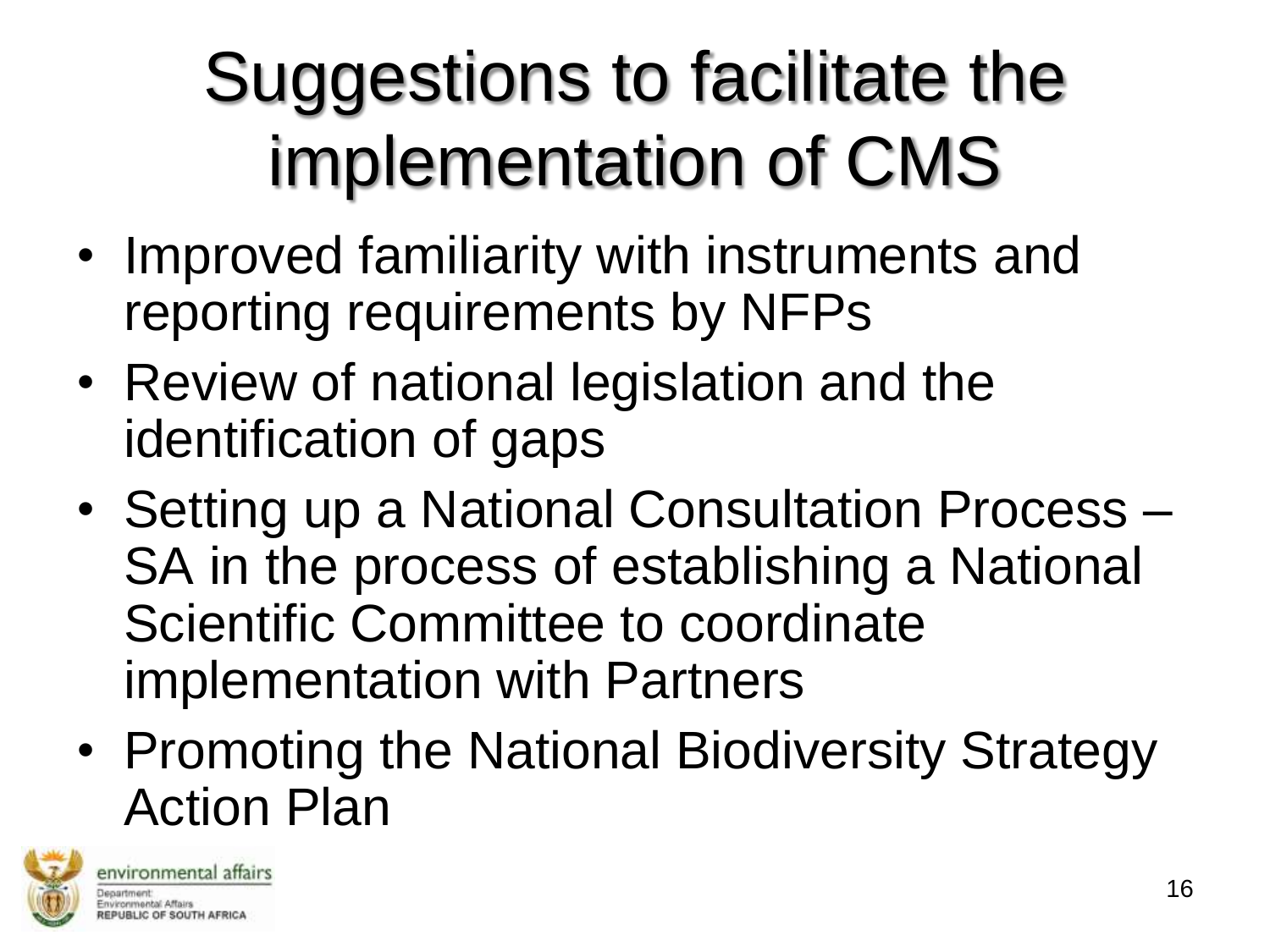# Suggestions to facilitate the implementation of CMS

- Improved familiarity with instruments and reporting requirements by NFPs
- Review of national legislation and the identification of gaps
- Setting up a National Consultation Process – SA in the process of establishing a National Scientific Committee to coordinate implementation with Partners
- Promoting the National Biodiversity Strategy Action Plan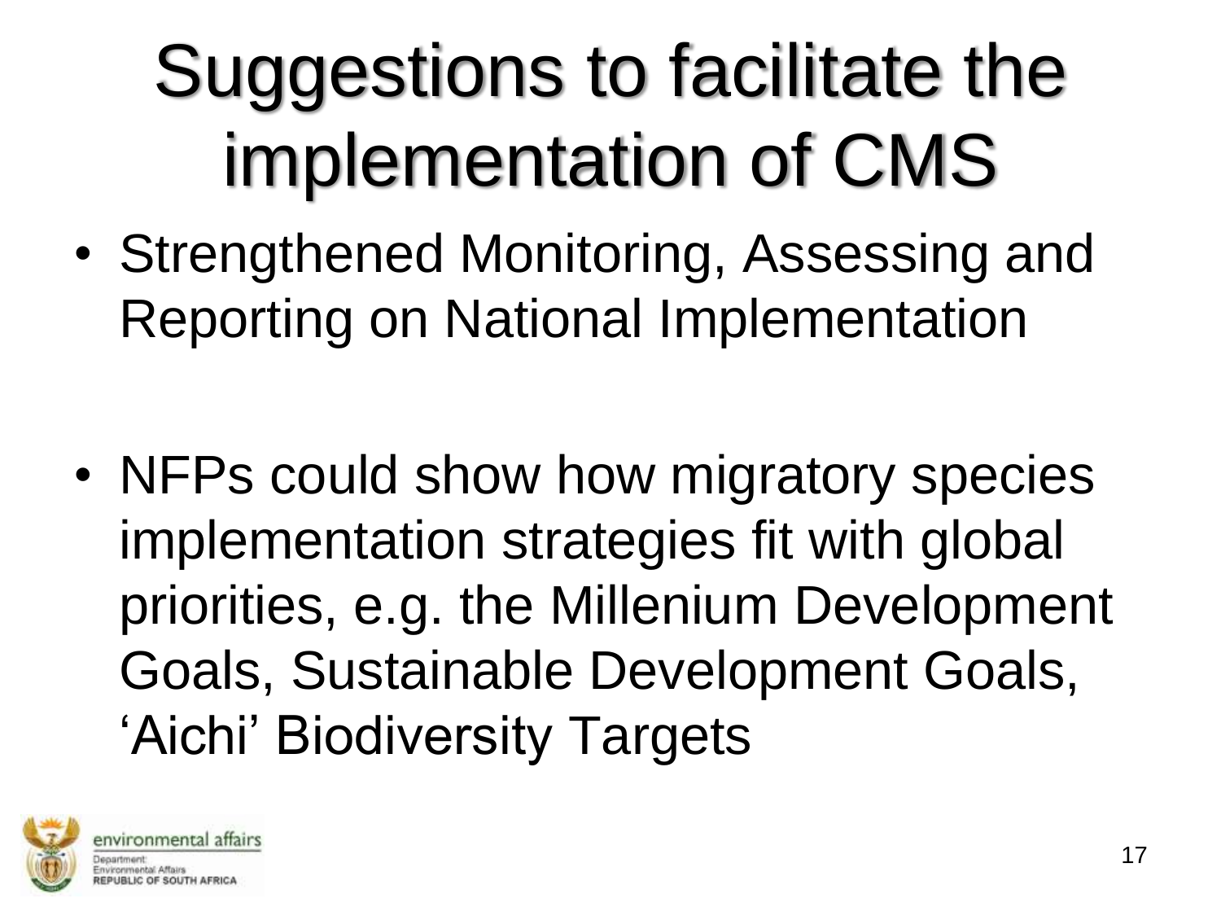# Suggestions to facilitate the implementation of CMS

- Strengthened Monitoring, Assessing and Reporting on National Implementation

- NFPs could show how migratory species implementation strategies fit with global priorities, e.g. the Millenium Development Goals, Sustainable Development Goals, 'Aichi' Biodiversity Targets

environmental affairs

Department:
Environmental Affairs
REPUBLIC OF SOUTH AFRICA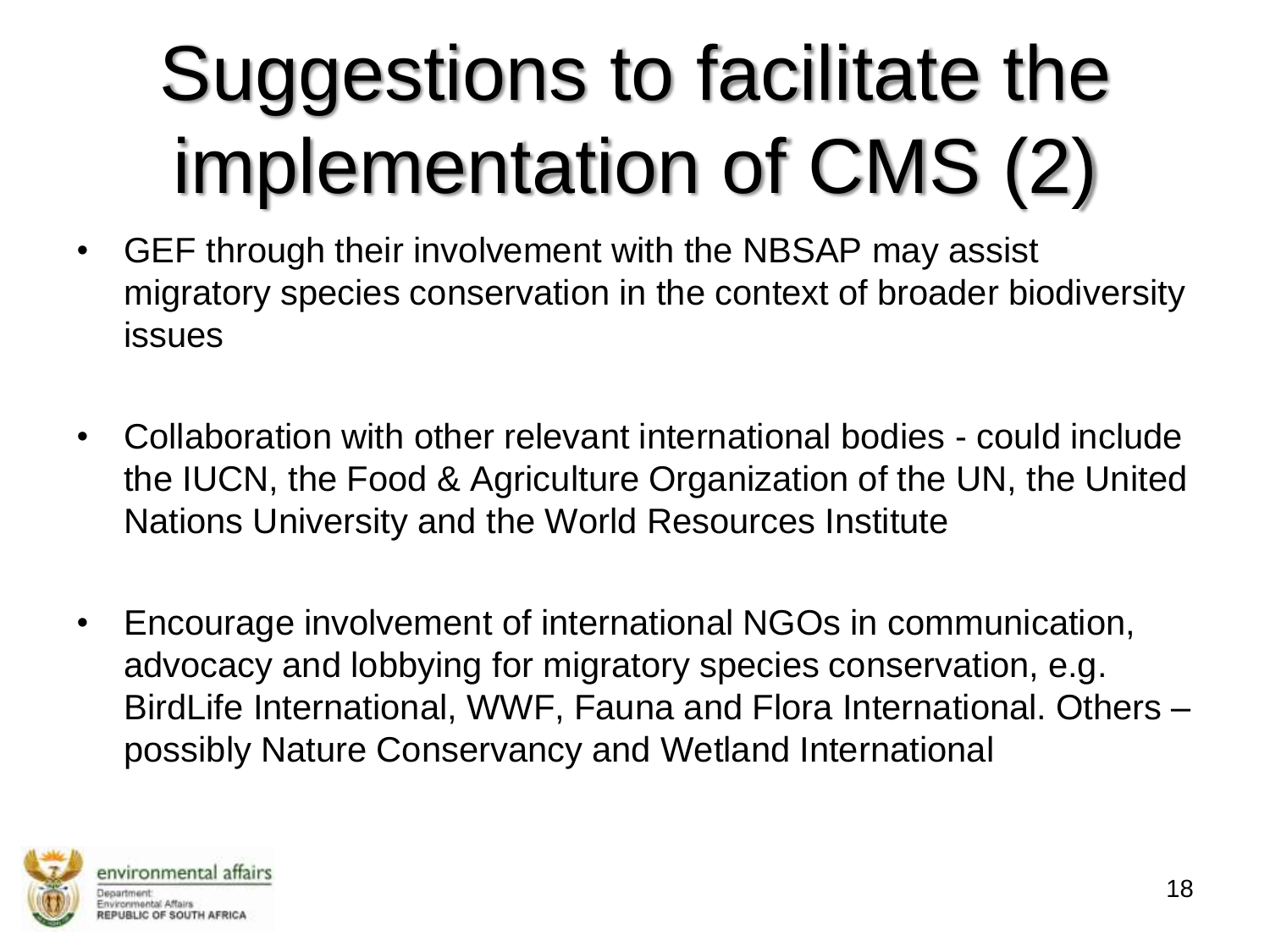# Suggestions to facilitate the implementation of CMS (2)

- GEF through their involvement with the NBSAP may assist migratory species conservation in the context of broader biodiversity issues
- Collaboration with other relevant international bodies - could include the IUCN, the Food & Agriculture Organization of the UN, the United Nations University and the World Resources Institute
- Encourage involvement of international NGOs in communication, advocacy and lobbying for migratory species conservation, e.g. BirdLife International, WWF, Fauna and Flora International. Others – possibly Nature Conservancy and Wetland International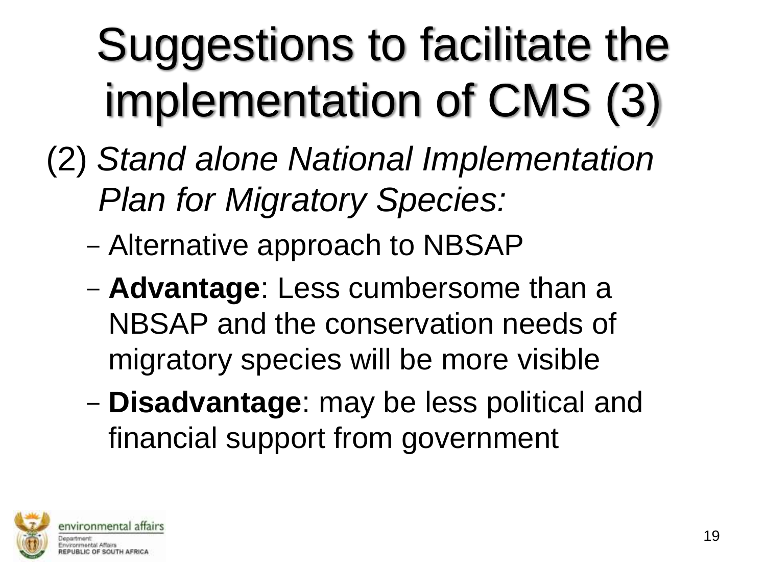# Suggestions to facilitate the implementation of CMS (3)

(2) *Stand alone National Implementation Plan for Migratory Species:*

- Alternative approach to NBSAP
- **Advantage**: Less cumbersome than a NBSAP and the conservation needs of migratory species will be more visible
- **Disadvantage**: may be less political and financial support from government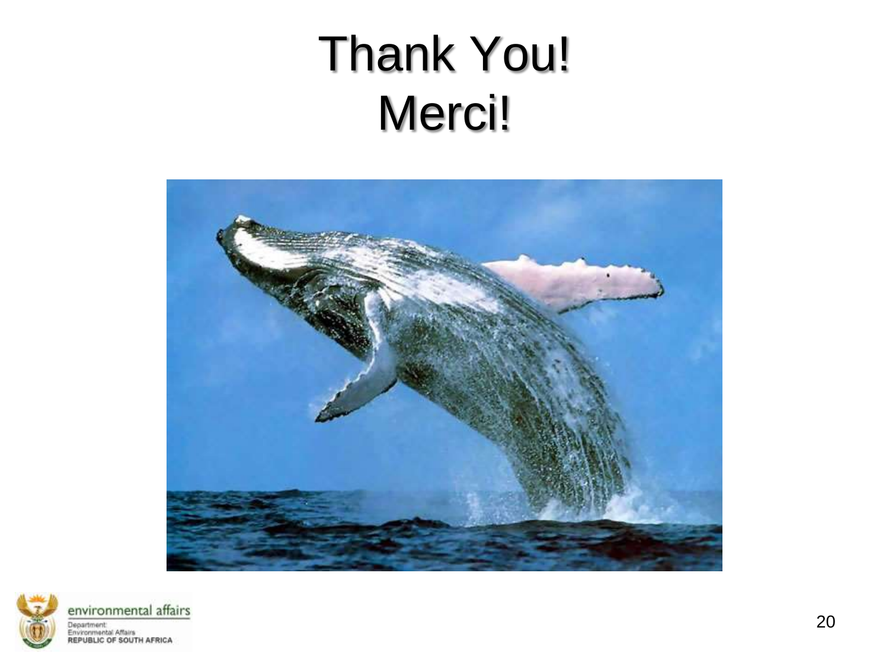# Thank You!
# Merci!